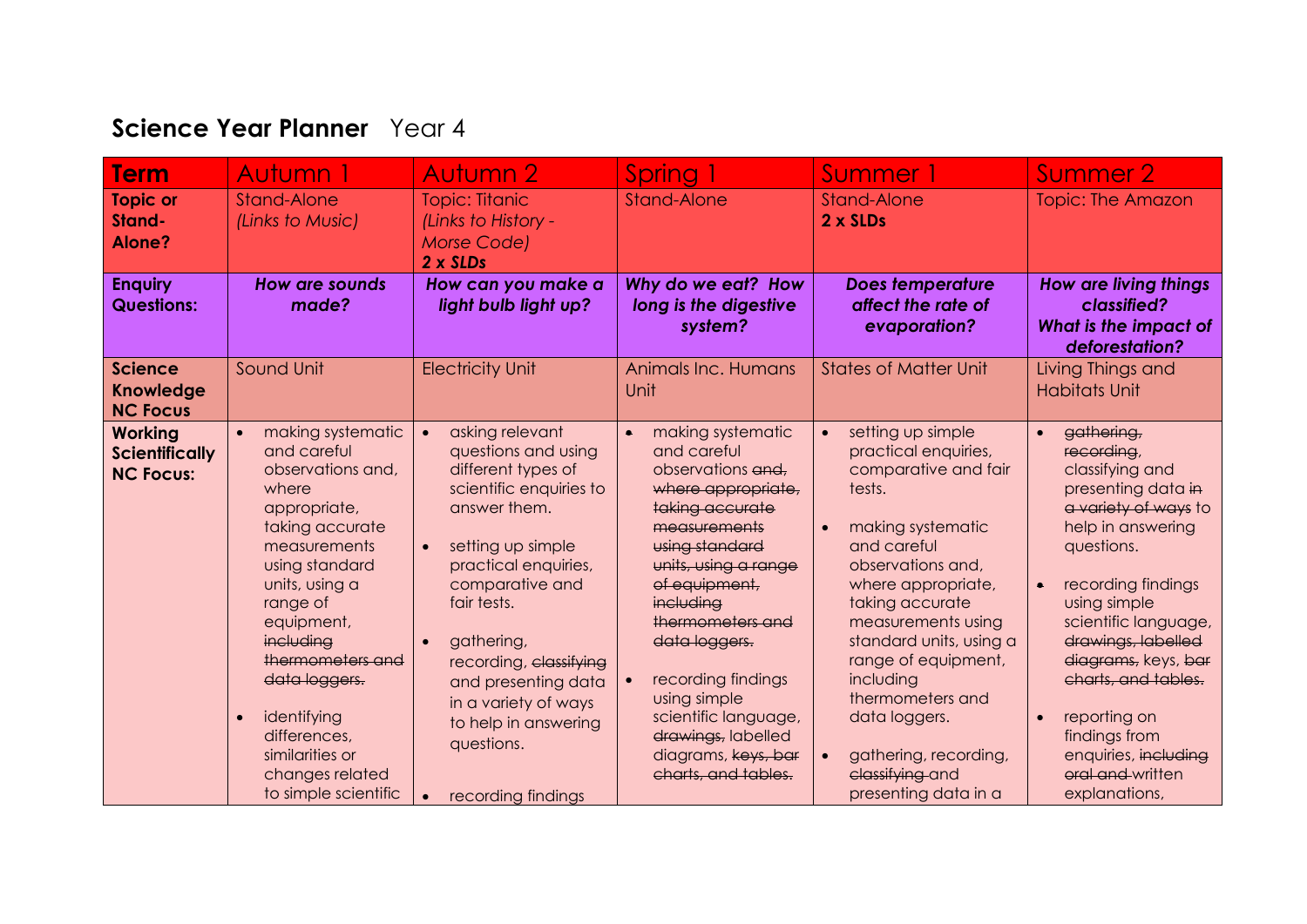# Science Year Planner Year 4

| Term | Autumn 1 | Autumn 2 | Spring 1 | Summer 1 | Summer 2 |
|---|---|---|---|---|---|
| **Topic or Stand-Alone?** | Stand-Alone<br>*(Links to Music)* | Topic: Titanic<br>*(Links to History - Morse Code)*<br>***2 x SLDs*** | Stand-Alone | Stand-Alone<br>**2 x SLDs** | Topic: The Amazon |
| **Enquiry Questions:** | ***How are sounds made?*** | ***How can you make a light bulb light up?*** | ***Why do we eat? How long is the digestive system?*** | ***Does temperature affect the rate of evaporation?*** | ***How are living things classified?***<br>***What is the impact of deforestation?*** |
| **Science Knowledge NC Focus** | Sound Unit | Electricity Unit | Animals Inc. Humans Unit | States of Matter Unit | Living Things and Habitats Unit |
| **Working Scientifically NC Focus:** | • making systematic and careful observations and, where appropriate, taking accurate measurements using standard units, using a range of equipment, ~~including thermometers and data loggers.~~<br>• identifying differences, similarities or changes related to simple scientific | • asking relevant questions and using different types of scientific enquiries to answer them.<br>• setting up simple practical enquiries, comparative and fair tests.<br>• gathering, recording, ~~classifying~~ and presenting data in a variety of ways to help in answering questions.<br>• recording findings | • making systematic and careful observations ~~and, where appropriate, taking accurate measurements using standard units, using a range of equipment, including thermometers and data loggers.~~<br>• recording findings using simple scientific language, ~~drawings,~~ labelled diagrams, ~~keys, bar charts, and tables.~~ | • setting up simple practical enquiries, comparative and fair tests.<br>• making systematic and careful observations and, where appropriate, taking accurate measurements using standard units, using a range of equipment, including thermometers and data loggers.<br>• gathering, recording, ~~classifying~~ and presenting data in a | • ~~gathering, recording~~, classifying and presenting data ~~in a variety of ways~~ to help in answering questions.<br>• recording findings using simple scientific language, ~~drawings, labelled diagrams,~~ keys, ~~bar charts, and tables.~~<br>• reporting on findings from enquiries, ~~including oral and~~ written explanations, |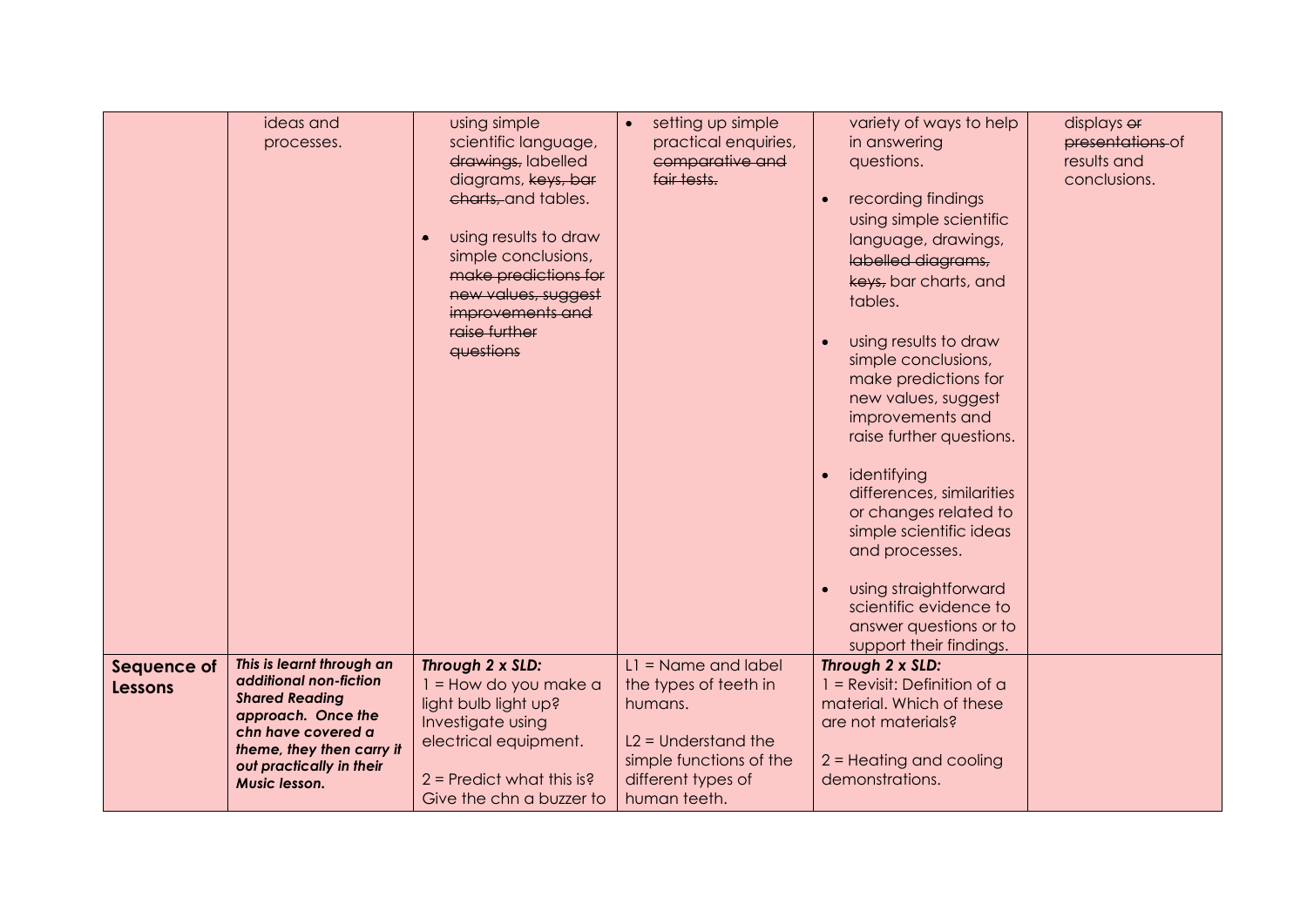| | | | | | |
|---|---|---|---|---|---|
| | ideas and processes. | using simple scientific language, ~~drawings,~~ labelled diagrams, ~~keys, bar charts,~~ and tables.<br><br>• using results to draw simple conclusions, ~~make predictions for new values, suggest improvements and raise further questions~~ | • setting up simple practical enquiries, ~~comparative and fair tests.~~ | variety of ways to help in answering questions.<br><br>• recording findings using simple scientific language, drawings, ~~labelled diagrams, keys,~~ bar charts, and tables.<br><br>• using results to draw simple conclusions, make predictions for new values, suggest improvements and raise further questions.<br><br>• identifying differences, similarities or changes related to simple scientific ideas and processes.<br><br>• using straightforward scientific evidence to answer questions or to support their findings. | displays ~~or presentations~~ of results and conclusions. |
| **Sequence of Lessons** | ***This is learnt through an additional non-fiction Shared Reading approach. Once the chn have covered a theme, they then carry it out practically in their Music lesson.*** | ***Through 2 x SLD:***<br>1 = How do you make a light bulb light up? Investigate using electrical equipment.<br><br>2 = Predict what this is? Give the chn a buzzer to | L1 = Name and label the types of teeth in humans.<br><br>L2 = Understand the simple functions of the different types of human teeth. | ***Through 2 x SLD:***<br>1 = Revisit: Definition of a material. Which of these are not materials?<br><br>2 = Heating and cooling demonstrations. | |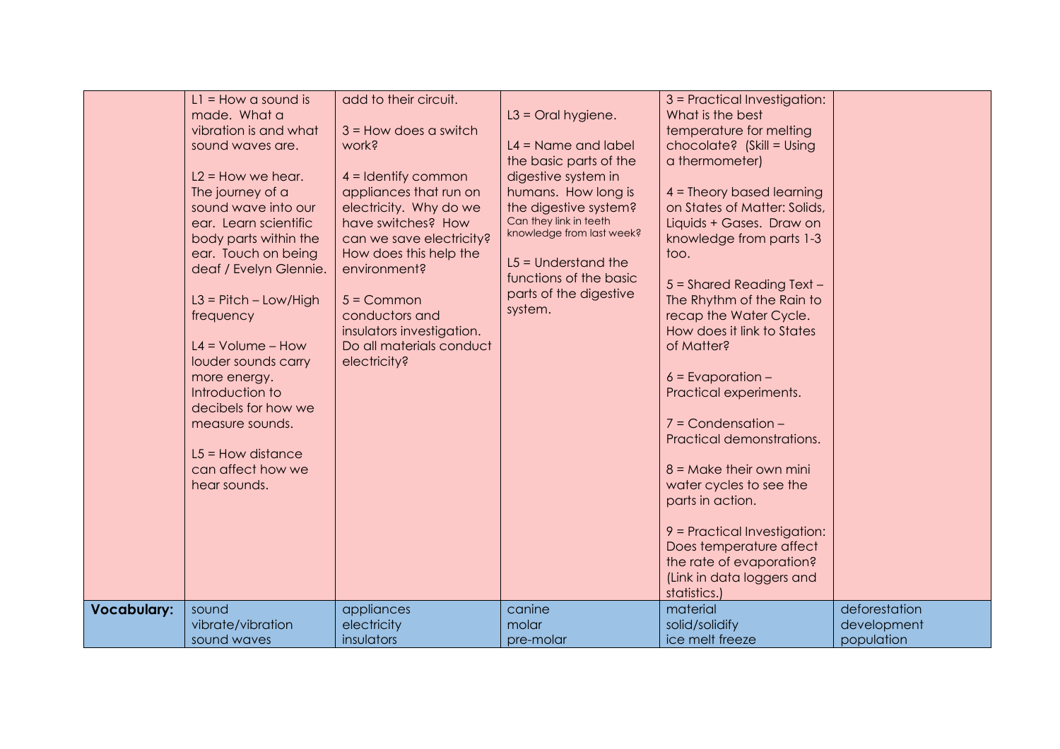| | | | | | |
|---|---|---|---|---|---|
| | L1 = How a sound is made. What a vibration is and what sound waves are.<br><br>L2 = How we hear. The journey of a sound wave into our ear. Learn scientific body parts within the ear. Touch on being deaf / Evelyn Glennie.<br><br>L3 = Pitch – Low/High frequency<br><br>L4 = Volume – How louder sounds carry more energy. Introduction to decibels for how we measure sounds.<br><br>L5 = How distance can affect how we hear sounds. | add to their circuit.<br><br>3 = How does a switch work?<br><br>4 = Identify common appliances that run on electricity. Why do we have switches? How can we save electricity? How does this help the environment?<br><br>5 = Common conductors and insulators investigation. Do all materials conduct electricity? | L3 = Oral hygiene.<br><br>L4 = Name and label the basic parts of the digestive system in humans. How long is the digestive system? Can they link in teeth knowledge from last week?<br><br>L5 = Understand the functions of the basic parts of the digestive system. | 3 = Practical Investigation: What is the best temperature for melting chocolate? (Skill = Using a thermometer)<br><br>4 = Theory based learning on States of Matter: Solids, Liquids + Gases. Draw on knowledge from parts 1-3 too.<br><br>5 = Shared Reading Text – The Rhythm of the Rain to recap the Water Cycle. How does it link to States of Matter?<br><br>6 = Evaporation – Practical experiments.<br><br>7 = Condensation – Practical demonstrations.<br><br>8 = Make their own mini water cycles to see the parts in action.<br><br>9 = Practical Investigation: Does temperature affect the rate of evaporation? (Link in data loggers and statistics.) | |
| **Vocabulary:** | sound<br>vibrate/vibration<br>sound waves | appliances<br>electricity<br>insulators | canine<br>molar<br>pre-molar | material<br>solid/solidify<br>ice melt freeze | deforestation<br>development<br>population |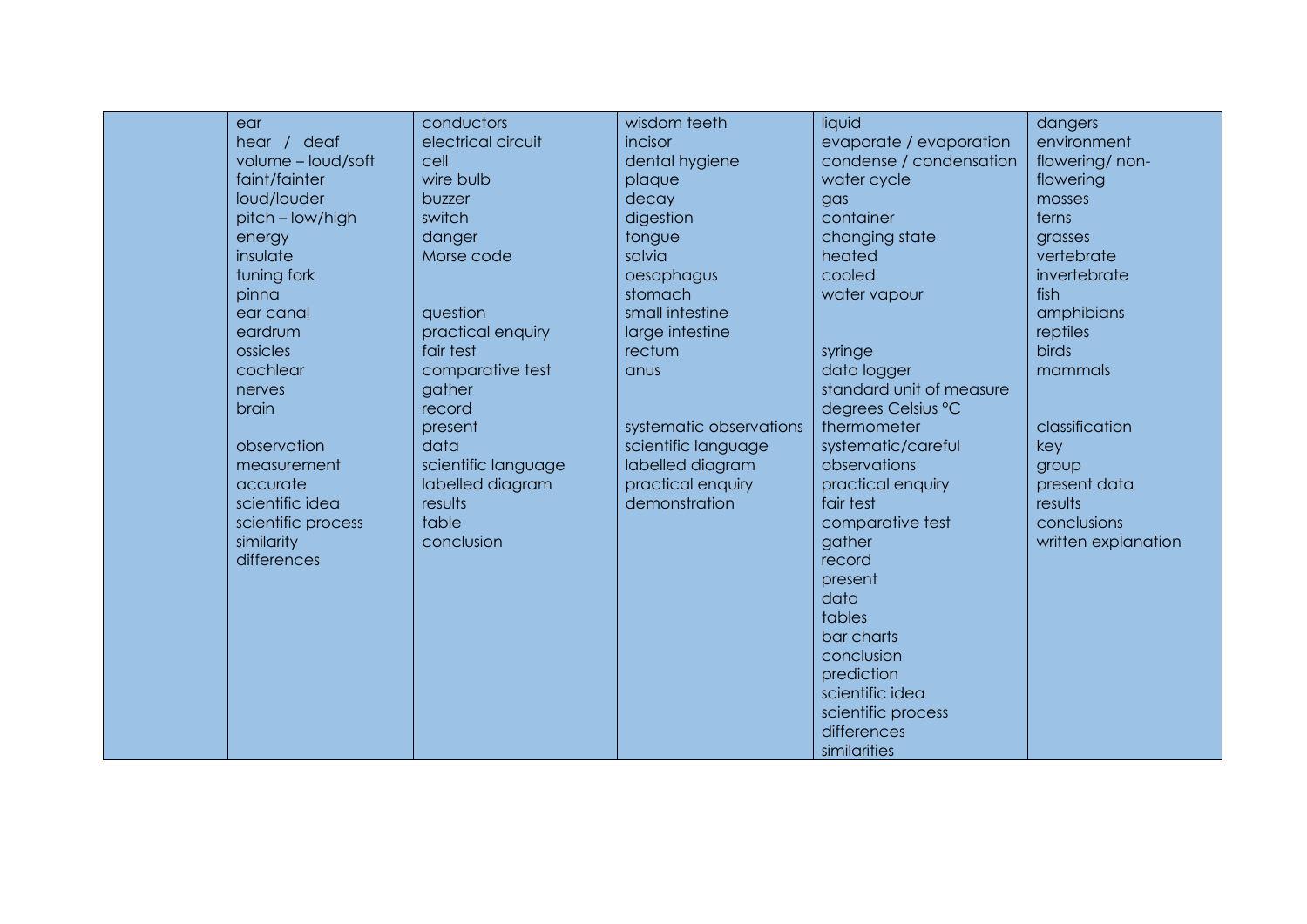| | | | | | |
|---|---|---|---|---|---|
| | ear<br>hear / deaf<br>volume – loud/soft<br>faint/fainter<br>loud/louder<br>pitch – low/high<br>energy<br>insulate<br>tuning fork<br>pinna<br>ear canal<br>eardrum<br>ossicles<br>cochlear<br>nerves<br>brain<br><br>observation<br>measurement<br>accurate<br>scientific idea<br>scientific process<br>similarity<br>differences | conductors<br>electrical circuit<br>cell<br>wire bulb<br>buzzer<br>switch<br>danger<br>Morse code<br><br><br>question<br>practical enquiry<br>fair test<br>comparative test<br>gather<br>record<br>present<br>data<br>scientific language<br>labelled diagram<br>results<br>table<br>conclusion | wisdom teeth<br>incisor<br>dental hygiene<br>plaque<br>decay<br>digestion<br>tongue<br>salvia<br>oesophagus<br>stomach<br>small intestine<br>large intestine<br>rectum<br>anus<br><br><br>systematic observations<br>scientific language<br>labelled diagram<br>practical enquiry<br>demonstration | liquid<br>evaporate / evaporation<br>condense / condensation<br>water cycle<br>gas<br>container<br>changing state<br>heated<br>cooled<br>water vapour<br><br><br>syringe<br>data logger<br>standard unit of measure<br>degrees Celsius °C<br>thermometer<br>systematic/careful observations<br>practical enquiry<br>fair test<br>comparative test<br>gather<br>record<br>present<br>data<br>tables<br>bar charts<br>conclusion<br>prediction<br>scientific idea<br>scientific process<br>differences<br>similarities | dangers<br>environment<br>flowering/ non-flowering<br>mosses<br>ferns<br>grasses<br>vertebrate<br>invertebrate<br>fish<br>amphibians<br>reptiles<br>birds<br>mammals<br><br><br>classification<br>key<br>group<br>present data<br>results<br>conclusions<br>written explanation |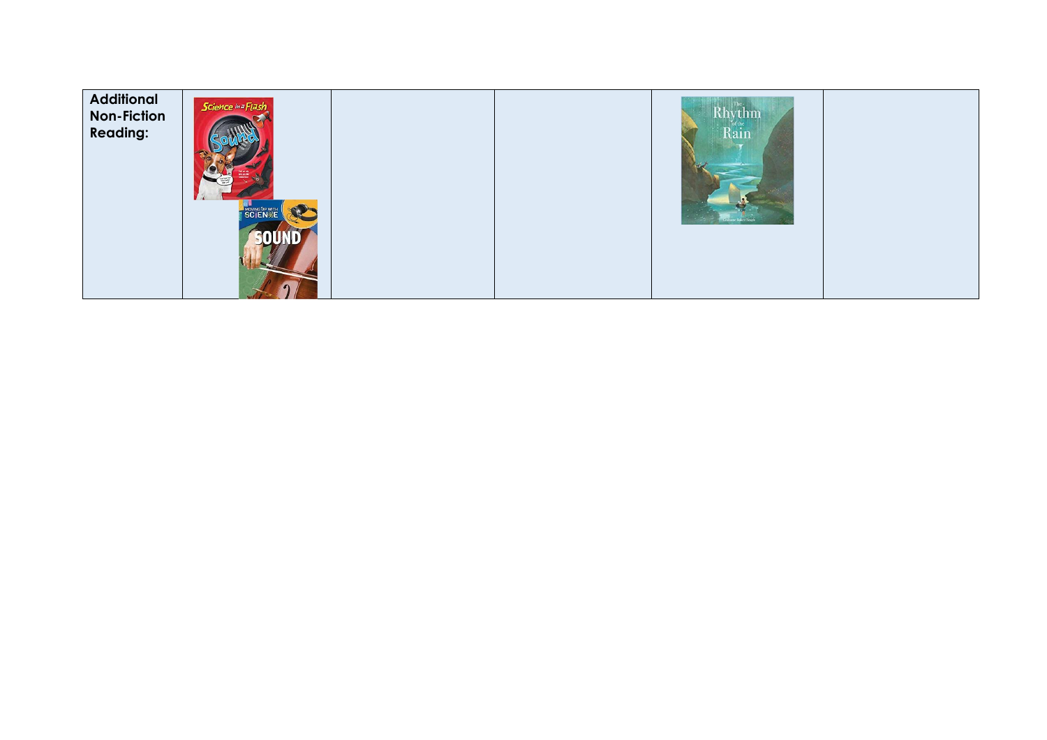| | | | | | |
|---|---|---|---|---|---|
| **Additional Non-Fiction Reading:** | | | | | |